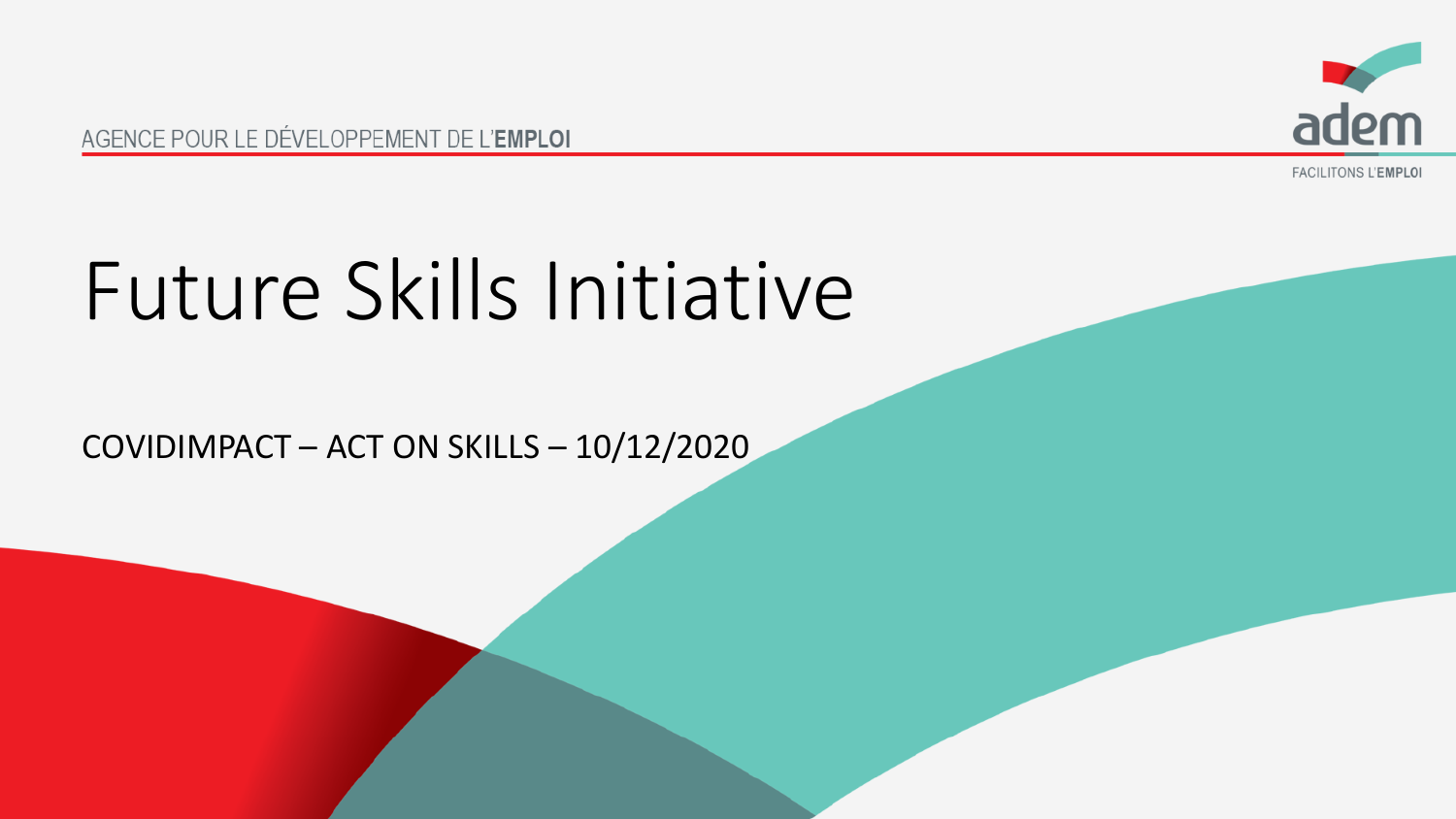AGENCE POUR LE DÉVELOPPEMENT DE L'**EMPLOI**

adem

FACILITONS L'**EMPLOI**

# Future Skills Initiative

COVIDIMPACT – ACT ON SKILLS – 10/12/2020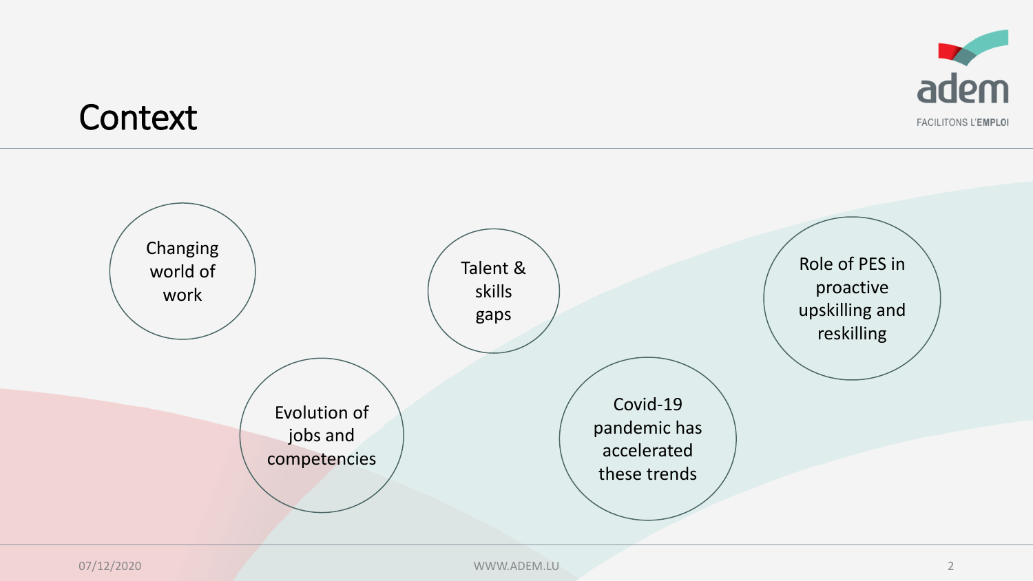# Context

- Changing world of work
- Evolution of jobs and competencies
- Talent & skills gaps
- Covid-19 pandemic has accelerated these trends
- Role of PES in proactive upskilling and reskilling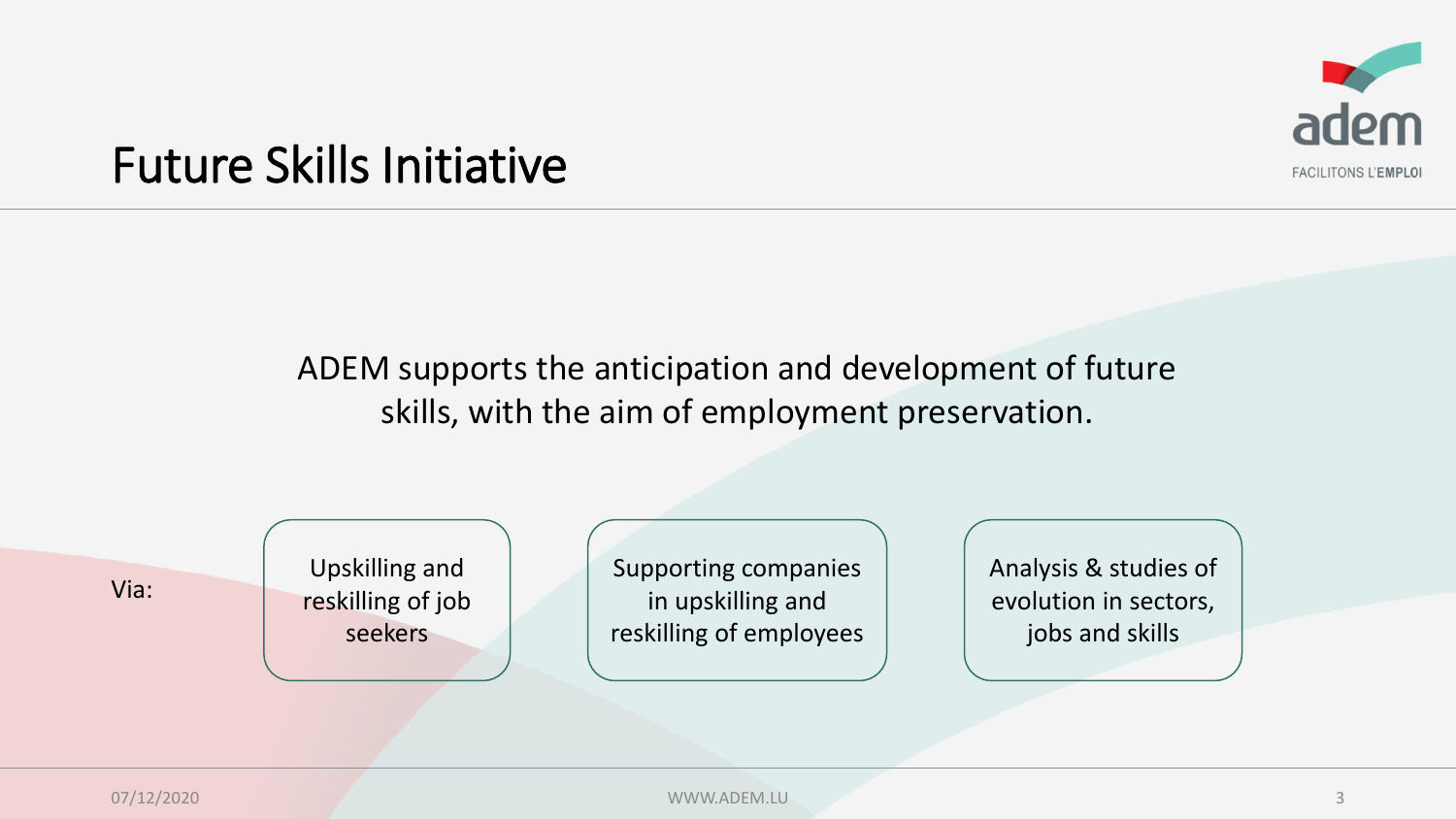# Future Skills Initiative

ADEM supports the anticipation and development of future skills, with the aim of employment preservation.

Via:

- Upskilling and reskilling of job seekers
- Supporting companies in upskilling and reskilling of employees
- Analysis & studies of evolution in sectors, jobs and skills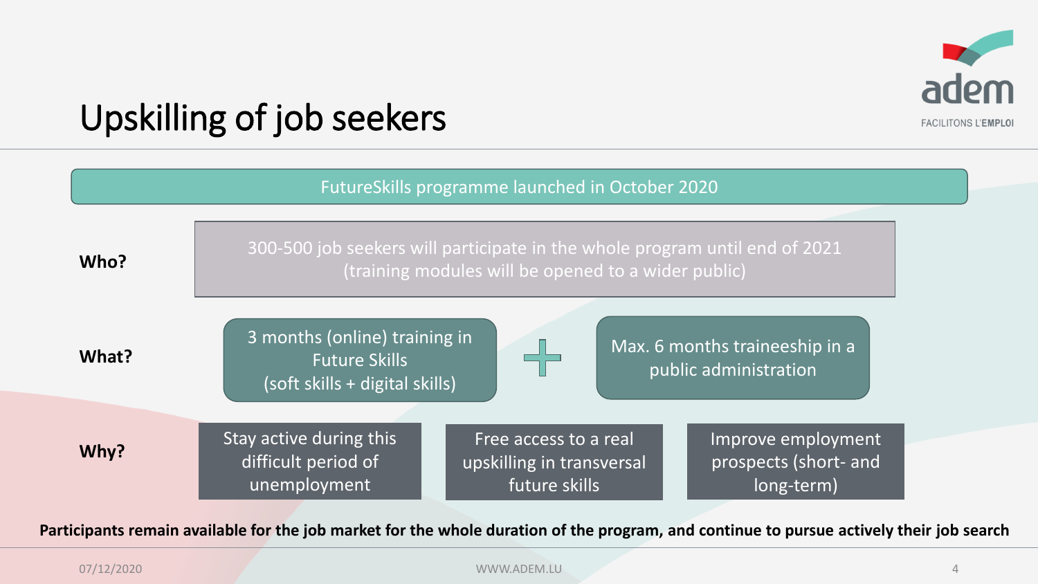# Upskilling of job seekers

**FutureSkills programme launched in October 2020**

**Who?**

300-500 job seekers will participate in the whole program until end of 2021 (training modules will be opened to a wider public)

**What?**

3 months (online) training in Future Skills (soft skills + digital skills)

+

Max. 6 months traineeship in a public administration

**Why?**

- Stay active during this difficult period of unemployment
- Free access to a real upskilling in transversal future skills
- Improve employment prospects (short- and long-term)

**Participants remain available for the job market for the whole duration of the program, and continue to pursue actively their job search**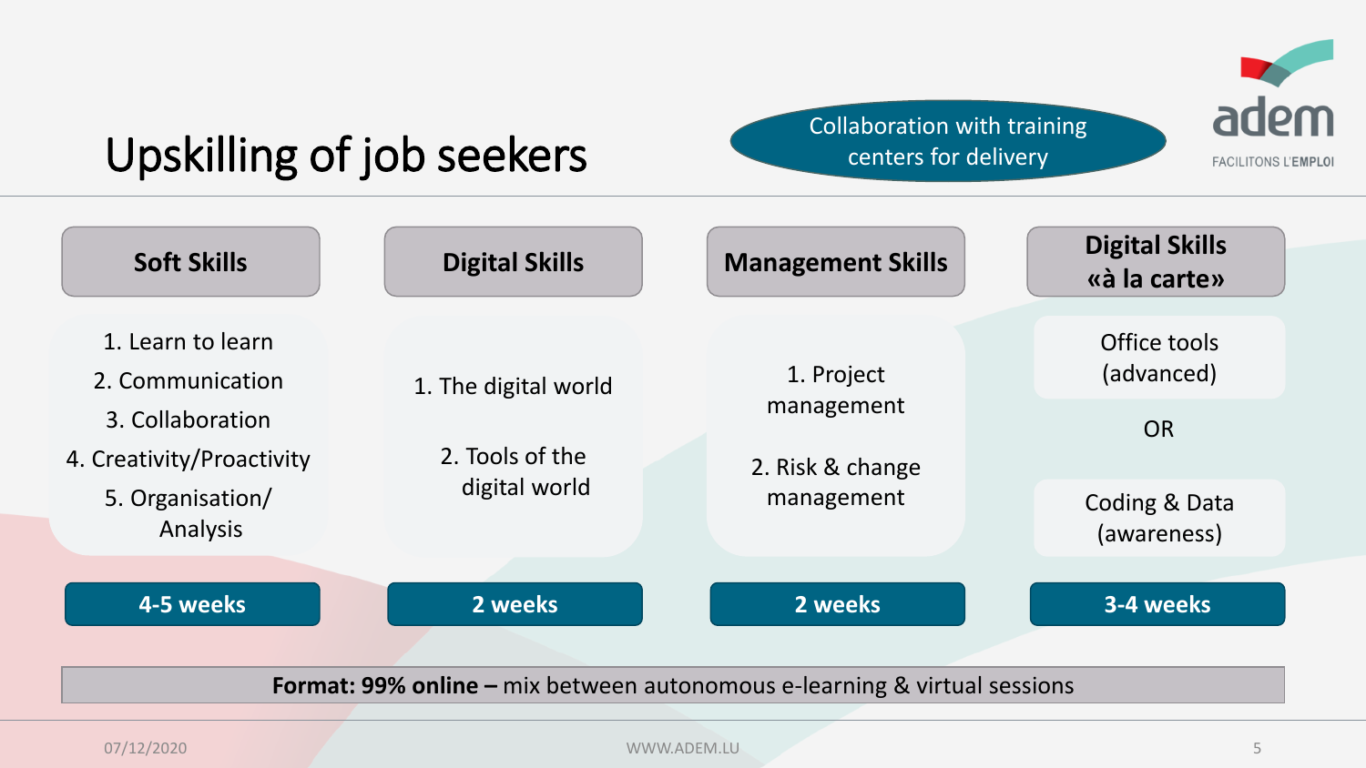# Upskilling of job seekers

Collaboration with training centers for delivery

| Soft Skills | Digital Skills | Management Skills | Digital Skills «à la carte» |
|---|---|---|---|
| 1. Learn to learn<br>2. Communication<br>3. Collaboration<br>4. Creativity/Proactivity<br>5. Organisation/ Analysis | 1. The digital world<br>2. Tools of the digital world | 1. Project management<br>2. Risk & change management | Office tools (advanced)<br>OR<br>Coding & Data (awareness) |
| **4-5 weeks** | **2 weeks** | **2 weeks** | **3-4 weeks** |

**Format: 99% online –** mix between autonomous e-learning & virtual sessions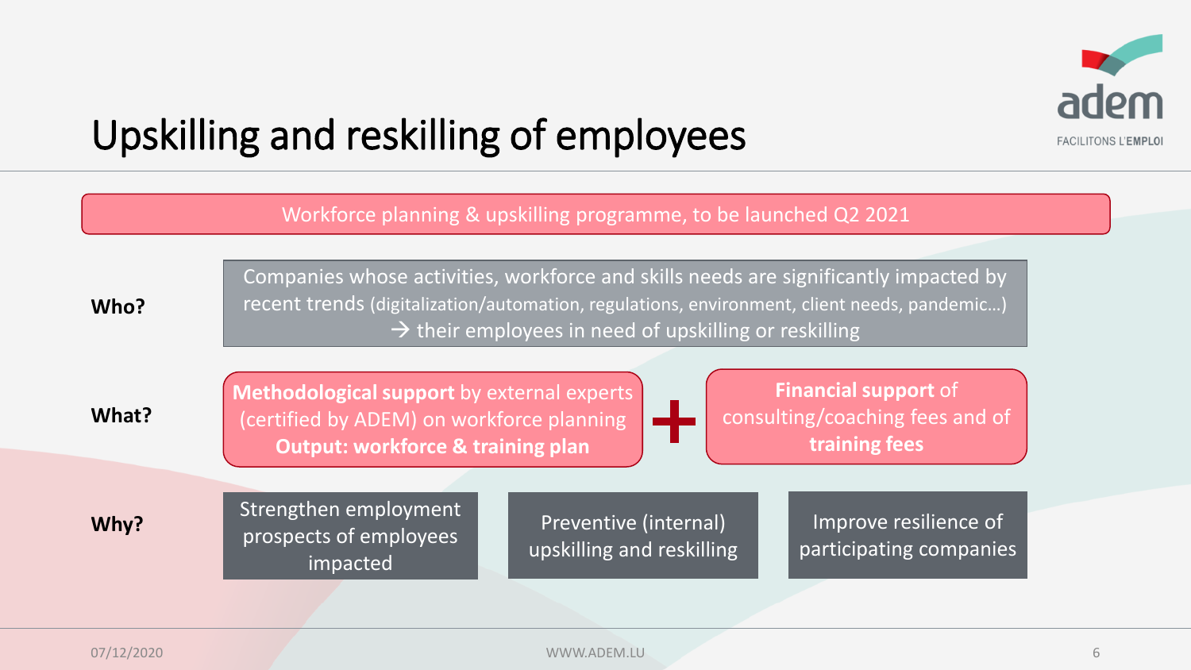# Upskilling and reskilling of employees

Workforce planning & upskilling programme, to be launched Q2 2021

**Who?**

Companies whose activities, workforce and skills needs are significantly impacted by recent trends (digitalization/automation, regulations, environment, client needs, pandemic…)
→ their employees in need of upskilling or reskilling

**What?**

**Methodological support** by external experts (certified by ADEM) on workforce planning
**Output: workforce & training plan**

\+

**Financial support** of consulting/coaching fees and of **training fees**

**Why?**

- Strengthen employment prospects of employees impacted
- Preventive (internal) upskilling and reskilling
- Improve resilience of participating companies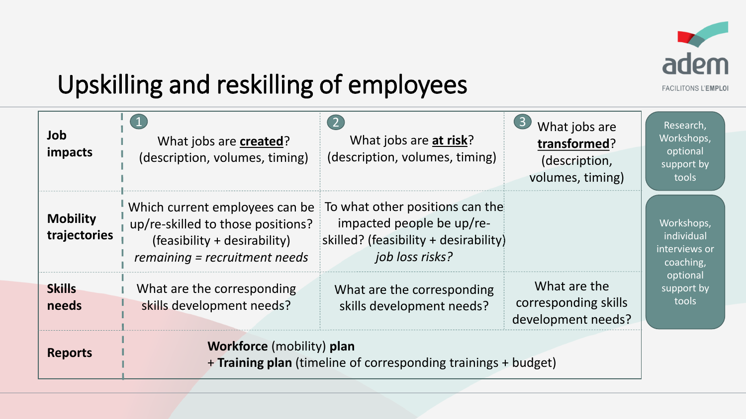# Upskilling and reskilling of employees

| | 1 | 2 | 3 | |
|---|---|---|---|---|
| **Job impacts** | What jobs are **created**? (description, volumes, timing) | What jobs are **at risk**? (description, volumes, timing) | What jobs are **transformed**? (description, volumes, timing) | Research, Workshops, optional support by tools |
| **Mobility trajectories** | Which current employees can be up/re-skilled to those positions? (feasibility + desirability) *remaining = recruitment needs* | To what other positions can the impacted people be up/re-skilled? (feasibility + desirability) *job loss risks?* | | Workshops, individual interviews or coaching, optional support by tools |
| **Skills needs** | What are the corresponding skills development needs? | What are the corresponding skills development needs? | What are the corresponding skills development needs? | |
| **Reports** | **Workforce** (mobility) **plan** + **Training plan** (timeline of corresponding trainings + budget) | | | |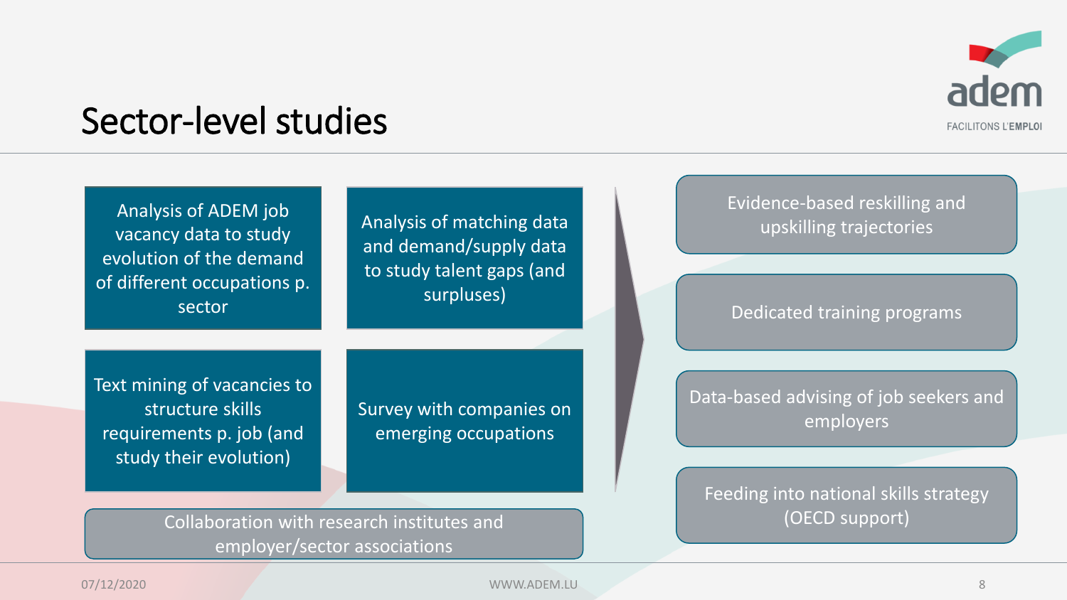# Sector-level studies

- Analysis of ADEM job vacancy data to study evolution of the demand of different occupations p. sector
- Analysis of matching data and demand/supply data to study talent gaps (and surpluses)
- Text mining of vacancies to structure skills requirements p. job (and study their evolution)
- Survey with companies on emerging occupations
- Collaboration with research institutes and employer/sector associations

→

- Evidence-based reskilling and upskilling trajectories
- Dedicated training programs
- Data-based advising of job seekers and employers
- Feeding into national skills strategy (OECD support)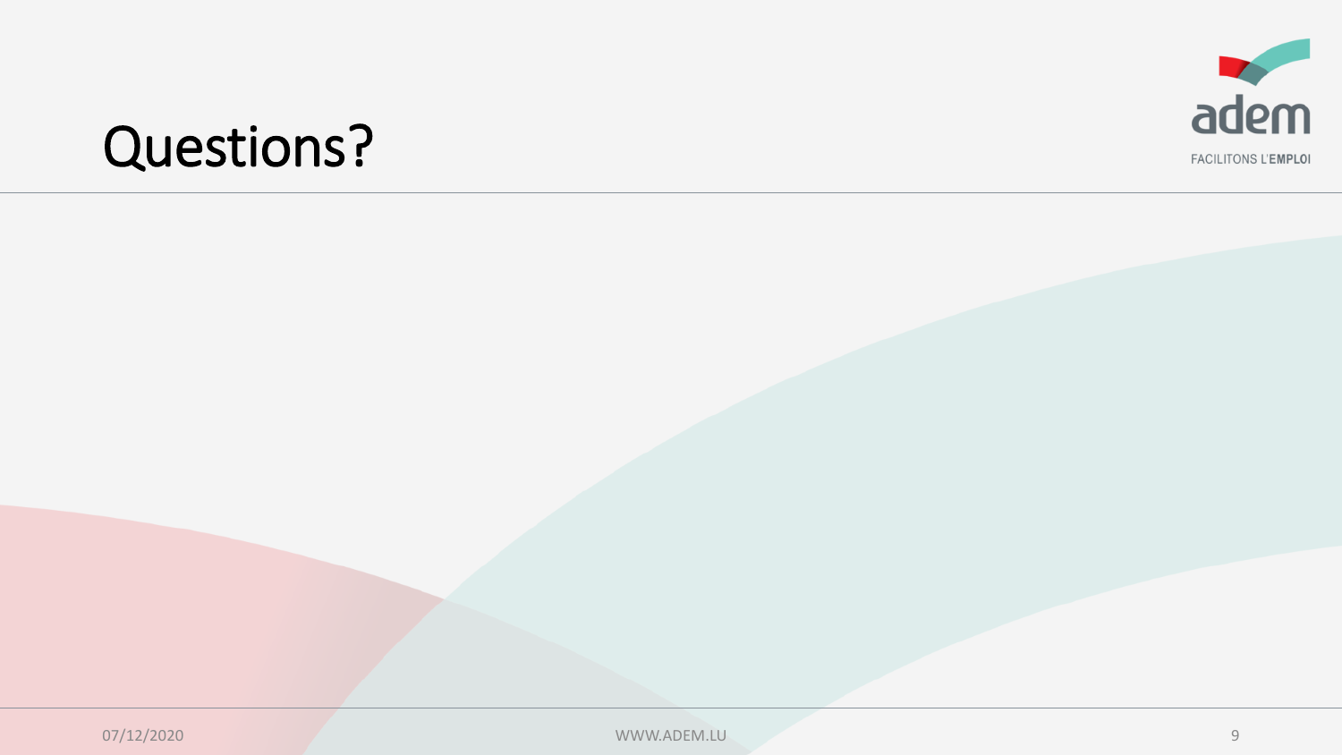# Questions?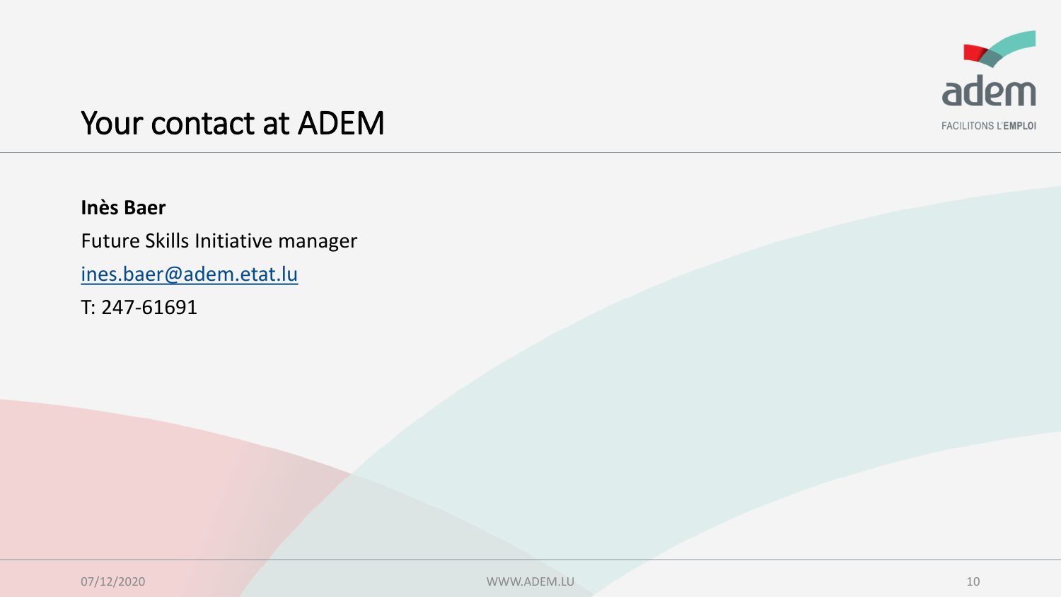# Your contact at ADEM

**Inès Baer**

Future Skills Initiative manager

ines.baer@adem.etat.lu

T: 247-61691